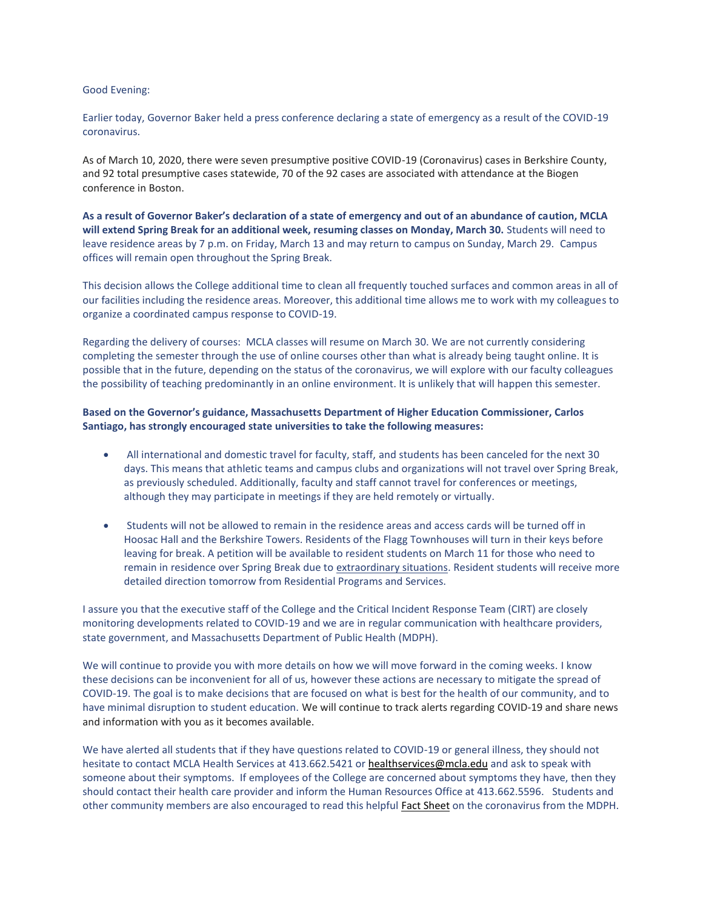Good Evening:

Earlier today, Governor Baker held a press conference declaring a state of emergency as a result of the COVID-19 coronavirus.

As of March 10, 2020, there were seven presumptive positive COVID-19 (Coronavirus) cases in Berkshire County, and 92 total presumptive cases statewide, 70 of the 92 cases are associated with attendance at the Biogen conference in Boston.

**As a result of Governor Baker's declaration of a state of emergency and out of an abundance of caution, MCLA will extend Spring Break for an additional week, resuming classes on Monday, March 30.** Students will need to leave residence areas by 7 p.m. on Friday, March 13 and may return to campus on Sunday, March 29. Campus offices will remain open throughout the Spring Break.

This decision allows the College additional time to clean all frequently touched surfaces and common areas in all of our facilities including the residence areas. Moreover, this additional time allows me to work with my colleagues to organize a coordinated campus response to COVID-19.

Regarding the delivery of courses: MCLA classes will resume on March 30. We are not currently considering completing the semester through the use of online courses other than what is already being taught online. It is possible that in the future, depending on the status of the coronavirus, we will explore with our faculty colleagues the possibility of teaching predominantly in an online environment. It is unlikely that will happen this semester.

**Based on the Governor's guidance, Massachusetts Department of Higher Education Commissioner, Carlos Santiago, has strongly encouraged state universities to take the following measures:**

- All international and domestic travel for faculty, staff, and students has been canceled for the next 30 days. This means that athletic teams and campus clubs and organizations will not travel over Spring Break, as previously scheduled. Additionally, faculty and staff cannot travel for conferences or meetings, although they may participate in meetings if they are held remotely or virtually.

- Students will not be allowed to remain in the residence areas and access cards will be turned off in Hoosac Hall and the Berkshire Towers. Residents of the Flagg Townhouses will turn in their keys before leaving for break. A petition will be available to resident students on March 11 for those who need to remain in residence over Spring Break due to extraordinary situations. Resident students will receive more detailed direction tomorrow from Residential Programs and Services.

I assure you that the executive staff of the College and the Critical Incident Response Team (CIRT) are closely monitoring developments related to COVID-19 and we are in regular communication with healthcare providers, state government, and Massachusetts Department of Public Health (MDPH).

We will continue to provide you with more details on how we will move forward in the coming weeks. I know these decisions can be inconvenient for all of us, however these actions are necessary to mitigate the spread of COVID-19. The goal is to make decisions that are focused on what is best for the health of our community, and to have minimal disruption to student education. We will continue to track alerts regarding COVID-19 and share news and information with you as it becomes available.

We have alerted all students that if they have questions related to COVID-19 or general illness, they should not hesitate to contact MCLA Health Services at 413.662.5421 or healthservices@mcla.edu and ask to speak with someone about their symptoms. If employees of the College are concerned about symptoms they have, then they should contact their health care provider and inform the Human Resources Office at 413.662.5596. Students and other community members are also encouraged to read this helpful Fact Sheet on the coronavirus from the MDPH.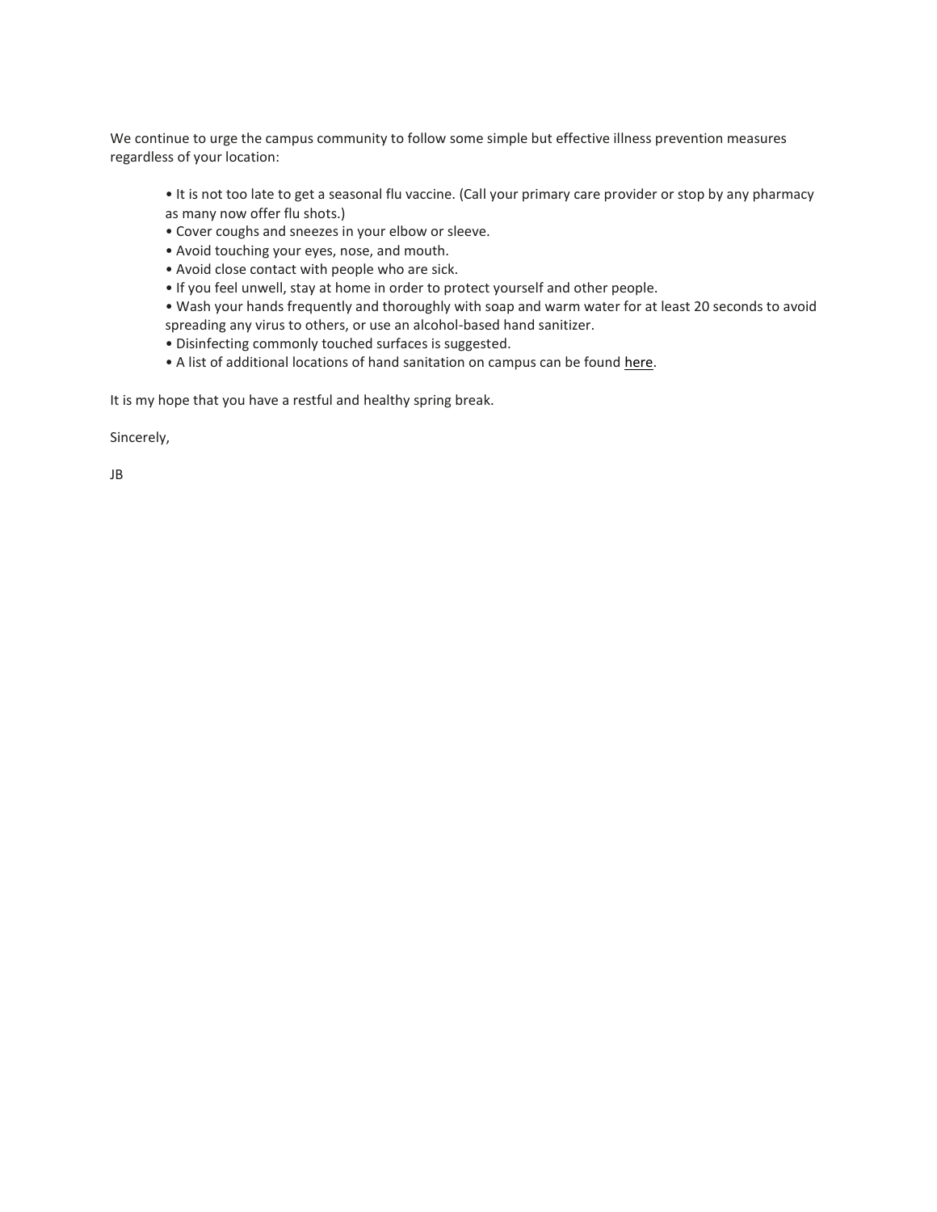We continue to urge the campus community to follow some simple but effective illness prevention measures regardless of your location:

- It is not too late to get a seasonal flu vaccine. (Call your primary care provider or stop by any pharmacy as many now offer flu shots.)
- Cover coughs and sneezes in your elbow or sleeve.
- Avoid touching your eyes, nose, and mouth.
- Avoid close contact with people who are sick.
- If you feel unwell, stay at home in order to protect yourself and other people.
- Wash your hands frequently and thoroughly with soap and warm water for at least 20 seconds to avoid spreading any virus to others, or use an alcohol-based hand sanitizer.
- Disinfecting commonly touched surfaces is suggested.
- A list of additional locations of hand sanitation on campus can be found here.

It is my hope that you have a restful and healthy spring break.

Sincerely,

JB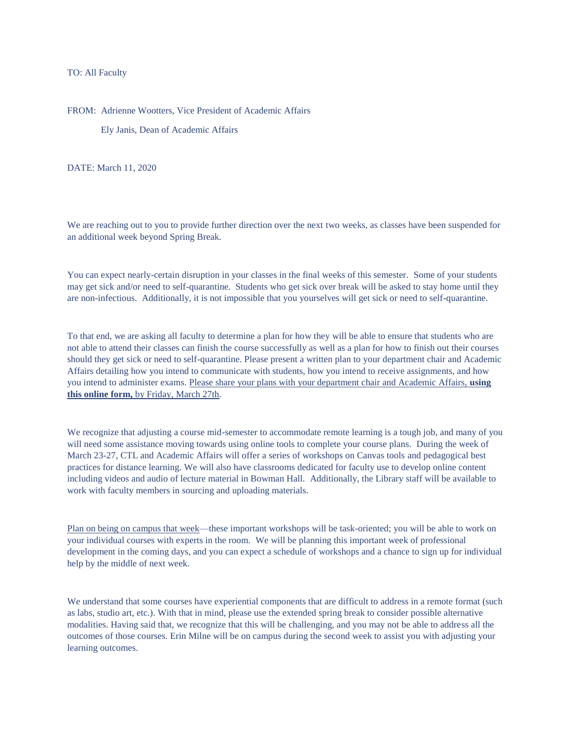TO: All Faculty

FROM: Adrienne Wootters, Vice President of Academic Affairs

Ely Janis, Dean of Academic Affairs

DATE: March 11, 2020

We are reaching out to you to provide further direction over the next two weeks, as classes have been suspended for an additional week beyond Spring Break.

You can expect nearly-certain disruption in your classes in the final weeks of this semester. Some of your students may get sick and/or need to self-quarantine. Students who get sick over break will be asked to stay home until they are non-infectious. Additionally, it is not impossible that you yourselves will get sick or need to self-quarantine.

To that end, we are asking all faculty to determine a plan for how they will be able to ensure that students who are not able to attend their classes can finish the course successfully as well as a plan for how to finish out their courses should they get sick or need to self-quarantine. Please present a written plan to your department chair and Academic Affairs detailing how you intend to communicate with students, how you intend to receive assignments, and how you intend to administer exams. Please share your plans with your department chair and Academic Affairs, **using this online form,** by Friday, March 27th.

We recognize that adjusting a course mid-semester to accommodate remote learning is a tough job, and many of you will need some assistance moving towards using online tools to complete your course plans. During the week of March 23-27, CTL and Academic Affairs will offer a series of workshops on Canvas tools and pedagogical best practices for distance learning. We will also have classrooms dedicated for faculty use to develop online content including videos and audio of lecture material in Bowman Hall. Additionally, the Library staff will be available to work with faculty members in sourcing and uploading materials.

Plan on being on campus that week—these important workshops will be task-oriented; you will be able to work on your individual courses with experts in the room. We will be planning this important week of professional development in the coming days, and you can expect a schedule of workshops and a chance to sign up for individual help by the middle of next week.

We understand that some courses have experiential components that are difficult to address in a remote format (such as labs, studio art, etc.). With that in mind, please use the extended spring break to consider possible alternative modalities. Having said that, we recognize that this will be challenging, and you may not be able to address all the outcomes of those courses. Erin Milne will be on campus during the second week to assist you with adjusting your learning outcomes.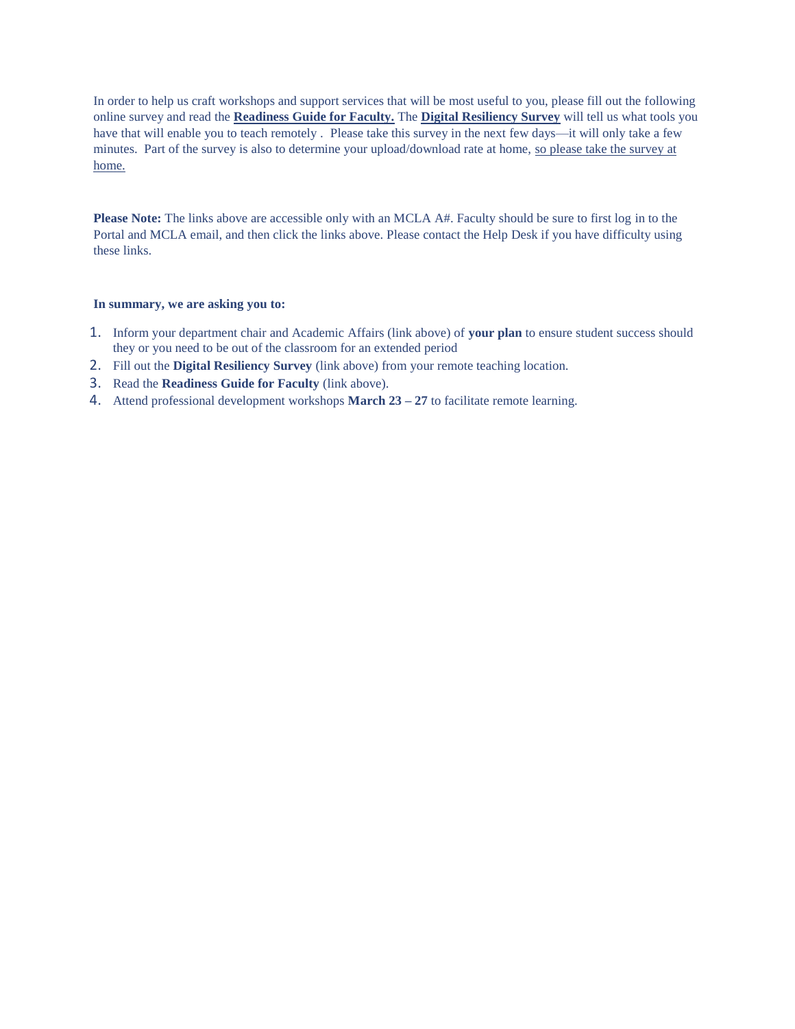In order to help us craft workshops and support services that will be most useful to you, please fill out the following online survey and read the **Readiness Guide for Faculty.** The **Digital Resiliency Survey** will tell us what tools you have that will enable you to teach remotely . Please take this survey in the next few days—it will only take a few minutes. Part of the survey is also to determine your upload/download rate at home, so please take the survey at home.

**Please Note:** The links above are accessible only with an MCLA A#. Faculty should be sure to first log in to the Portal and MCLA email, and then click the links above. Please contact the Help Desk if you have difficulty using these links.

**In summary, we are asking you to:**

1. Inform your department chair and Academic Affairs (link above) of **your plan** to ensure student success should they or you need to be out of the classroom for an extended period
2. Fill out the **Digital Resiliency Survey** (link above) from your remote teaching location.
3. Read the **Readiness Guide for Faculty** (link above).
4. Attend professional development workshops **March 23 – 27** to facilitate remote learning.